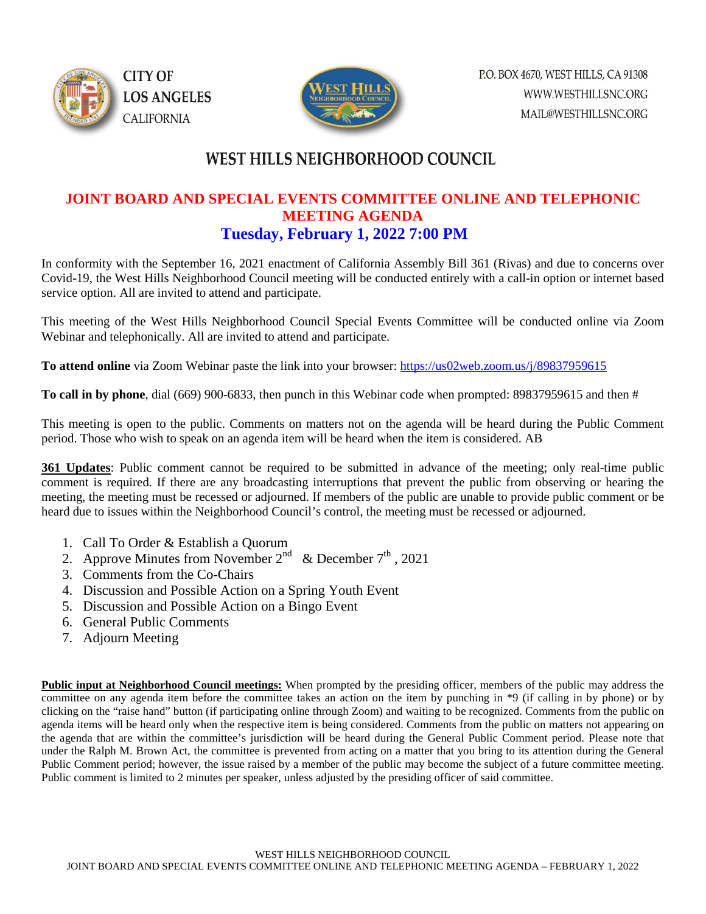CITY OF LOS ANGELES CALIFORNIA

P.O. BOX 4670, WEST HILLS, CA 91308
WWW.WESTHILLSNC.ORG
MAIL@WESTHILLSNC.ORG

# WEST HILLS NEIGHBORHOOD COUNCIL

## JOINT BOARD AND SPECIAL EVENTS COMMITTEE ONLINE AND TELEPHONIC MEETING AGENDA

## Tuesday, February 1, 2022 7:00 PM

In conformity with the September 16, 2021 enactment of California Assembly Bill 361 (Rivas) and due to concerns over Covid-19, the West Hills Neighborhood Council meeting will be conducted entirely with a call-in option or internet based service option. All are invited to attend and participate.

This meeting of the West Hills Neighborhood Council Special Events Committee will be conducted online via Zoom Webinar and telephonically. All are invited to attend and participate.

**To attend online** via Zoom Webinar paste the link into your browser: https://us02web.zoom.us/j/89837959615

**To call in by phone**, dial (669) 900-6833, then punch in this Webinar code when prompted: 89837959615 and then #

This meeting is open to the public. Comments on matters not on the agenda will be heard during the Public Comment period. Those who wish to speak on an agenda item will be heard when the item is considered. AB

**361 Updates**: Public comment cannot be required to be submitted in advance of the meeting; only real-time public comment is required. If there are any broadcasting interruptions that prevent the public from observing or hearing the meeting, the meeting must be recessed or adjourned. If members of the public are unable to provide public comment or be heard due to issues within the Neighborhood Council's control, the meeting must be recessed or adjourned.

1. Call To Order & Establish a Quorum
2. Approve Minutes from November 2nd & December 7th, 2021
3. Comments from the Co-Chairs
4. Discussion and Possible Action on a Spring Youth Event
5. Discussion and Possible Action on a Bingo Event
6. General Public Comments
7. Adjourn Meeting

**Public input at Neighborhood Council meetings:** When prompted by the presiding officer, members of the public may address the committee on any agenda item before the committee takes an action on the item by punching in *9 (if calling in by phone) or by clicking on the "raise hand" button (if participating online through Zoom) and waiting to be recognized. Comments from the public on agenda items will be heard only when the respective item is being considered. Comments from the public on matters not appearing on the agenda that are within the committee's jurisdiction will be heard during the General Public Comment period. Please note that under the Ralph M. Brown Act, the committee is prevented from acting on a matter that you bring to its attention during the General Public Comment period; however, the issue raised by a member of the public may become the subject of a future committee meeting. Public comment is limited to 2 minutes per speaker, unless adjusted by the presiding officer of said committee.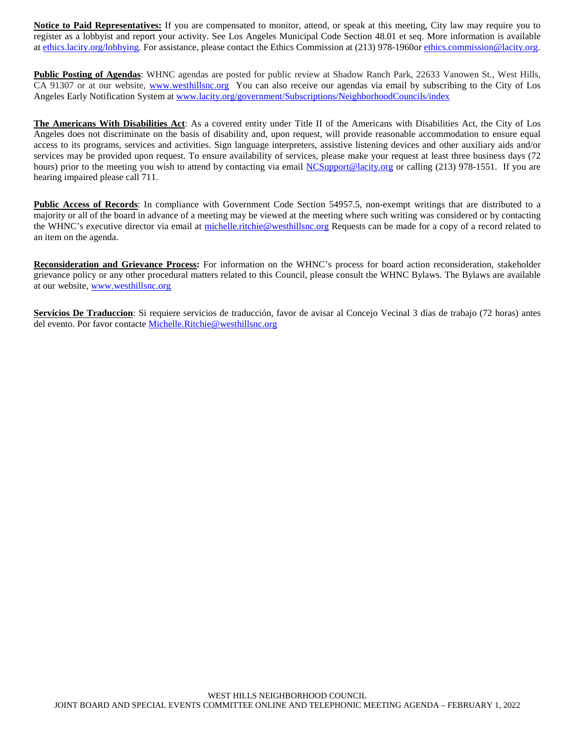**Notice to Paid Representatives:** If you are compensated to monitor, attend, or speak at this meeting, City law may require you to register as a lobbyist and report your activity. See Los Angeles Municipal Code Section 48.01 et seq. More information is available at ethics.lacity.org/lobbying. For assistance, please contact the Ethics Commission at (213) 978-1960or ethics.commission@lacity.org.

**Public Posting of Agendas**: WHNC agendas are posted for public review at Shadow Ranch Park, 22633 Vanowen St., West Hills, CA 91307 or at our website, www.westhillsnc.org You can also receive our agendas via email by subscribing to the City of Los Angeles Early Notification System at www.lacity.org/government/Subscriptions/NeighborhoodCouncils/index

**The Americans With Disabilities Act**: As a covered entity under Title II of the Americans with Disabilities Act, the City of Los Angeles does not discriminate on the basis of disability and, upon request, will provide reasonable accommodation to ensure equal access to its programs, services and activities. Sign language interpreters, assistive listening devices and other auxiliary aids and/or services may be provided upon request. To ensure availability of services, please make your request at least three business days (72 hours) prior to the meeting you wish to attend by contacting via email NCSupport@lacity.org or calling (213) 978-1551. If you are hearing impaired please call 711.

**Public Access of Records**: In compliance with Government Code Section 54957.5, non-exempt writings that are distributed to a majority or all of the board in advance of a meeting may be viewed at the meeting where such writing was considered or by contacting the WHNC's executive director via email at michelle.ritchie@westhillsnc.org Requests can be made for a copy of a record related to an item on the agenda.

**Reconsideration and Grievance Process:** For information on the WHNC's process for board action reconsideration, stakeholder grievance policy or any other procedural matters related to this Council, please consult the WHNC Bylaws. The Bylaws are available at our website, www.westhillsnc.org

**Servicios De Traduccion**: Si requiere servicios de traducción, favor de avisar al Concejo Vecinal 3 días de trabajo (72 horas) antes del evento. Por favor contacte Michelle.Ritchie@westhillsnc.org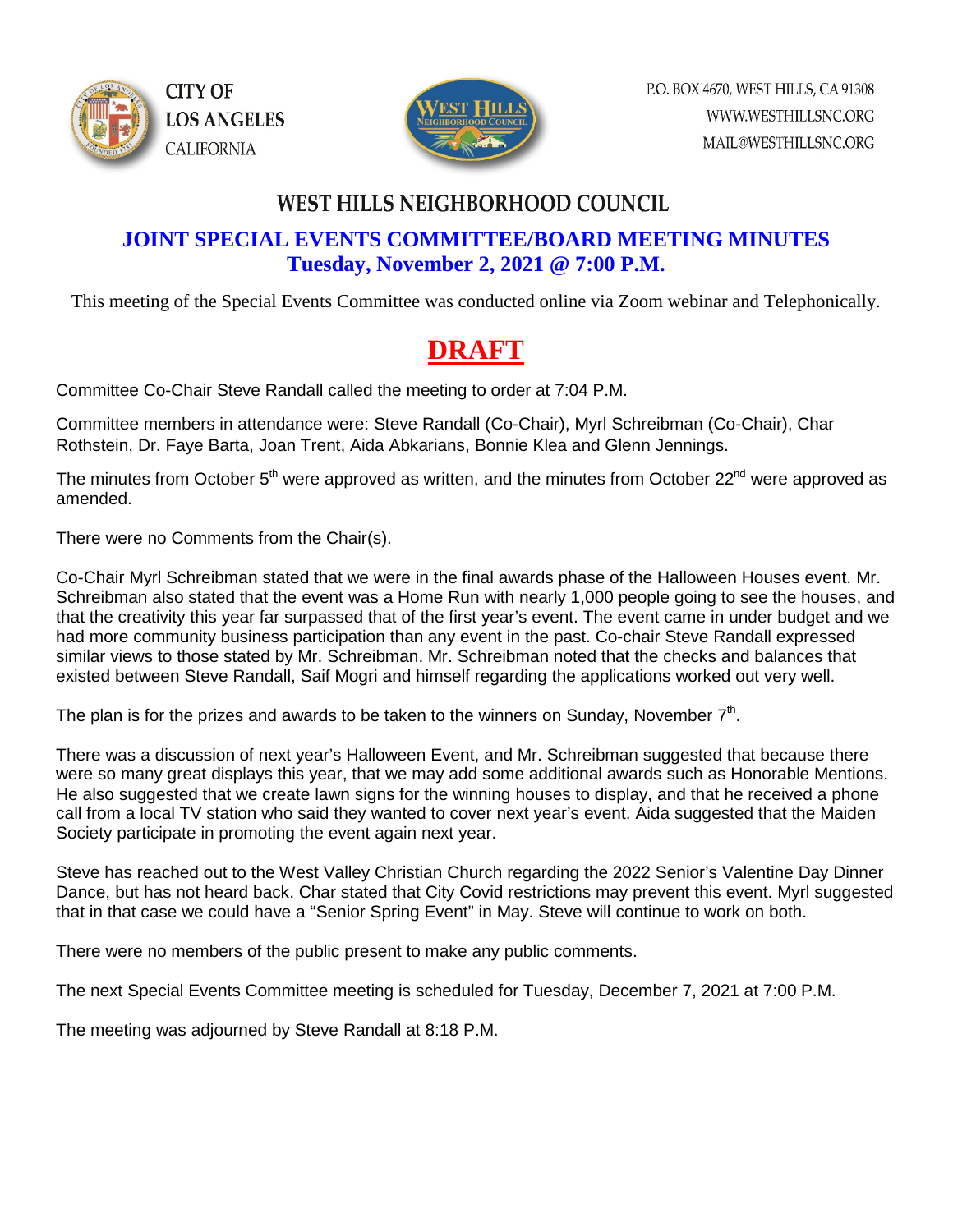CITY OF LOS ANGELES CALIFORNIA

P.O. BOX 4670, WEST HILLS, CA 91308
WWW.WESTHILLSNC.ORG
MAIL@WESTHILLSNC.ORG

# WEST HILLS NEIGHBORHOOD COUNCIL

## JOINT SPECIAL EVENTS COMMITTEE/BOARD MEETING MINUTES
## Tuesday, November 2, 2021 @ 7:00 P.M.

This meeting of the Special Events Committee was conducted online via Zoom webinar and Telephonically.

# DRAFT

Committee Co-Chair Steve Randall called the meeting to order at 7:04 P.M.

Committee members in attendance were: Steve Randall (Co-Chair), Myrl Schreibman (Co-Chair), Char Rothstein, Dr. Faye Barta, Joan Trent, Aida Abkarians, Bonnie Klea and Glenn Jennings.

The minutes from October 5th were approved as written, and the minutes from October 22nd were approved as amended.

There were no Comments from the Chair(s).

Co-Chair Myrl Schreibman stated that we were in the final awards phase of the Halloween Houses event. Mr. Schreibman also stated that the event was a Home Run with nearly 1,000 people going to see the houses, and that the creativity this year far surpassed that of the first year's event. The event came in under budget and we had more community business participation than any event in the past. Co-chair Steve Randall expressed similar views to those stated by Mr. Schreibman. Mr. Schreibman noted that the checks and balances that existed between Steve Randall, Saif Mogri and himself regarding the applications worked out very well.

The plan is for the prizes and awards to be taken to the winners on Sunday, November 7th.

There was a discussion of next year's Halloween Event, and Mr. Schreibman suggested that because there were so many great displays this year, that we may add some additional awards such as Honorable Mentions. He also suggested that we create lawn signs for the winning houses to display, and that he received a phone call from a local TV station who said they wanted to cover next year's event. Aida suggested that the Maiden Society participate in promoting the event again next year.

Steve has reached out to the West Valley Christian Church regarding the 2022 Senior's Valentine Day Dinner Dance, but has not heard back. Char stated that City Covid restrictions may prevent this event. Myrl suggested that in that case we could have a "Senior Spring Event" in May. Steve will continue to work on both.

There were no members of the public present to make any public comments.

The next Special Events Committee meeting is scheduled for Tuesday, December 7, 2021 at 7:00 P.M.

The meeting was adjourned by Steve Randall at 8:18 P.M.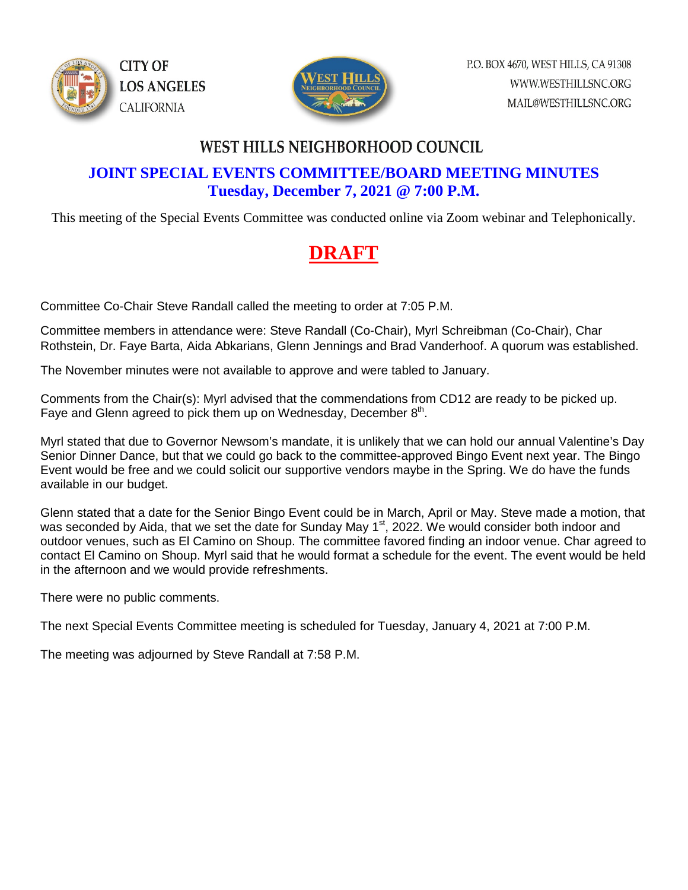CITY OF LOS ANGELES CALIFORNIA

P.O. BOX 4670, WEST HILLS, CA 91308
WWW.WESTHILLSNC.ORG
MAIL@WESTHILLSNC.ORG

# WEST HILLS NEIGHBORHOOD COUNCIL

## JOINT SPECIAL EVENTS COMMITTEE/BOARD MEETING MINUTES
## Tuesday, December 7, 2021 @ 7:00 P.M.

This meeting of the Special Events Committee was conducted online via Zoom webinar and Telephonically.

# DRAFT

Committee Co-Chair Steve Randall called the meeting to order at 7:05 P.M.

Committee members in attendance were: Steve Randall (Co-Chair), Myrl Schreibman (Co-Chair), Char Rothstein, Dr. Faye Barta, Aida Abkarians, Glenn Jennings and Brad Vanderhoof. A quorum was established.

The November minutes were not available to approve and were tabled to January.

Comments from the Chair(s): Myrl advised that the commendations from CD12 are ready to be picked up. Faye and Glenn agreed to pick them up on Wednesday, December 8th.

Myrl stated that due to Governor Newsom's mandate, it is unlikely that we can hold our annual Valentine's Day Senior Dinner Dance, but that we could go back to the committee-approved Bingo Event next year. The Bingo Event would be free and we could solicit our supportive vendors maybe in the Spring. We do have the funds available in our budget.

Glenn stated that a date for the Senior Bingo Event could be in March, April or May. Steve made a motion, that was seconded by Aida, that we set the date for Sunday May 1st, 2022. We would consider both indoor and outdoor venues, such as El Camino on Shoup. The committee favored finding an indoor venue. Char agreed to contact El Camino on Shoup. Myrl said that he would format a schedule for the event. The event would be held in the afternoon and we would provide refreshments.

There were no public comments.

The next Special Events Committee meeting is scheduled for Tuesday, January 4, 2021 at 7:00 P.M.

The meeting was adjourned by Steve Randall at 7:58 P.M.